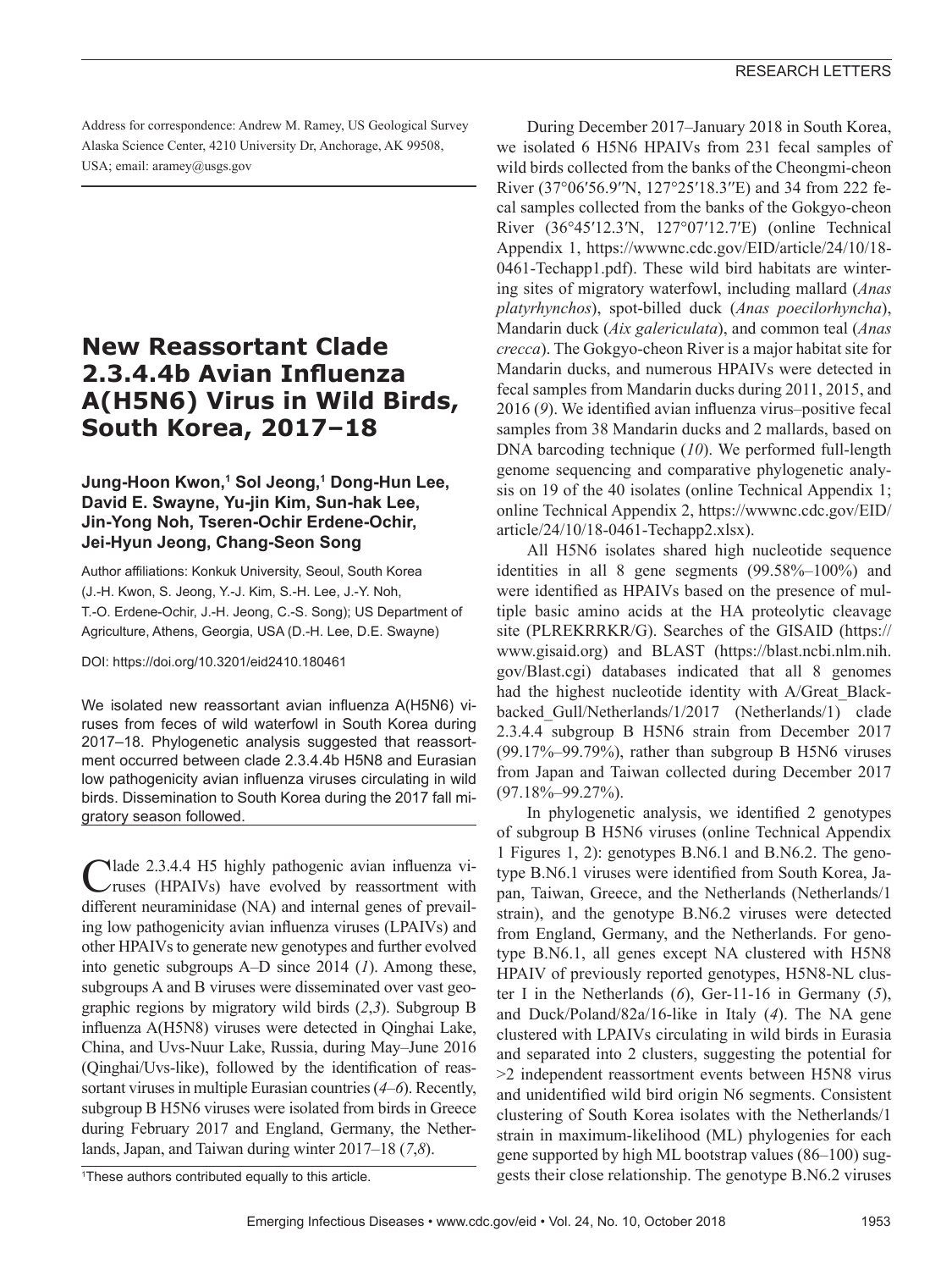Address for correspondence: Andrew M. Ramey, US Geological Survey Alaska Science Center, 4210 University Dr, Anchorage, AK 99508, USA; email: aramey@usgs.gov

# New Reassortant Clade 2.3.4.4b Avian Influenza A(H5N6) Virus in Wild Birds, South Korea, 2017–18

**Jung-Hoon Kwon,[1] Sol Jeong,[1] Dong-Hun Lee, David E. Swayne, Yu-jin Kim, Sun-hak Lee, Jin-Yong Noh, Tseren-Ochir Erdene-Ochir, Jei-Hyun Jeong, Chang-Seon Song**

Author affiliations: Konkuk University, Seoul, South Korea (J.-H. Kwon, S. Jeong, Y.-J. Kim, S.-H. Lee, J.-Y. Noh, T.-O. Erdene-Ochir, J.-H. Jeong, C.-S. Song); US Department of Agriculture, Athens, Georgia, USA (D.-H. Lee, D.E. Swayne)

DOI: https://doi.org/10.3201/eid2410.180461

We isolated new reassortant avian influenza A(H5N6) viruses from feces of wild waterfowl in South Korea during 2017–18. Phylogenetic analysis suggested that reassortment occurred between clade 2.3.4.4b H5N8 and Eurasian low pathogenicity avian influenza viruses circulating in wild birds. Dissemination to South Korea during the 2017 fall migratory season followed.

Clade 2.3.4.4 H5 highly pathogenic avian influenza viruses (HPAIVs) have evolved by reassortment with different neuraminidase (NA) and internal genes of prevailing low pathogenicity avian influenza viruses (LPAIVs) and other HPAIVs to generate new genotypes and further evolved into genetic subgroups A–D since 2014 (*1*). Among these, subgroups A and B viruses were disseminated over vast geographic regions by migratory wild birds (*2*,*3*). Subgroup B influenza A(H5N8) viruses were detected in Qinghai Lake, China, and Uvs-Nuur Lake, Russia, during May–June 2016 (Qinghai/Uvs-like), followed by the identification of reassortant viruses in multiple Eurasian countries (*4*–*6*). Recently, subgroup B H5N6 viruses were isolated from birds in Greece during February 2017 and England, Germany, the Netherlands, Japan, and Taiwan during winter 2017–18 (*7*,*8*).

[1]These authors contributed equally to this article.

During December 2017–January 2018 in South Korea, we isolated 6 H5N6 HPAIVs from 231 fecal samples of wild birds collected from the banks of the Cheongmi-cheon River (37°06′56.9″N, 127°25′18.3″E) and 34 from 222 fecal samples collected from the banks of the Gokgyo-cheon River (36°45′12.3′N, 127°07′12.7′E) (online Technical Appendix 1, https://wwwnc.cdc.gov/EID/article/24/10/18-0461-Techapp1.pdf). These wild bird habitats are wintering sites of migratory waterfowl, including mallard (*Anas platyrhynchos*), spot-billed duck (*Anas poecilorhyncha*), Mandarin duck (*Aix galericulata*), and common teal (*Anas crecca*). The Gokgyo-cheon River is a major habitat site for Mandarin ducks, and numerous HPAIVs were detected in fecal samples from Mandarin ducks during 2011, 2015, and 2016 (*9*). We identified avian influenza virus–positive fecal samples from 38 Mandarin ducks and 2 mallards, based on DNA barcoding technique (*10*). We performed full-length genome sequencing and comparative phylogenetic analysis on 19 of the 40 isolates (online Technical Appendix 1; online Technical Appendix 2, https://wwwnc.cdc.gov/EID/article/24/10/18-0461-Techapp2.xlsx).

All H5N6 isolates shared high nucleotide sequence identities in all 8 gene segments (99.58%–100%) and were identified as HPAIVs based on the presence of multiple basic amino acids at the HA proteolytic cleavage site (PLREKRRKR/G). Searches of the GISAID (https://www.gisaid.org) and BLAST (https://blast.ncbi.nlm.nih.gov/Blast.cgi) databases indicated that all 8 genomes had the highest nucleotide identity with A/Great_Black-backed_Gull/Netherlands/1/2017 (Netherlands/1) clade 2.3.4.4 subgroup B H5N6 strain from December 2017 (99.17%–99.79%), rather than subgroup B H5N6 viruses from Japan and Taiwan collected during December 2017 (97.18%–99.27%).

In phylogenetic analysis, we identified 2 genotypes of subgroup B H5N6 viruses (online Technical Appendix 1 Figures 1, 2): genotypes B.N6.1 and B.N6.2. The genotype B.N6.1 viruses were identified from South Korea, Japan, Taiwan, Greece, and the Netherlands (Netherlands/1 strain), and the genotype B.N6.2 viruses were detected from England, Germany, and the Netherlands. For genotype B.N6.1, all genes except NA clustered with H5N8 HPAIV of previously reported genotypes, H5N8-NL cluster I in the Netherlands (*6*), Ger-11-16 in Germany (*5*), and Duck/Poland/82a/16-like in Italy (*4*). The NA gene clustered with LPAIVs circulating in wild birds in Eurasia and separated into 2 clusters, suggesting the potential for >2 independent reassortment events between H5N8 virus and unidentified wild bird origin N6 segments. Consistent clustering of South Korea isolates with the Netherlands/1 strain in maximum-likelihood (ML) phylogenies for each gene supported by high ML bootstrap values (86–100) suggests their close relationship. The genotype B.N6.2 viruses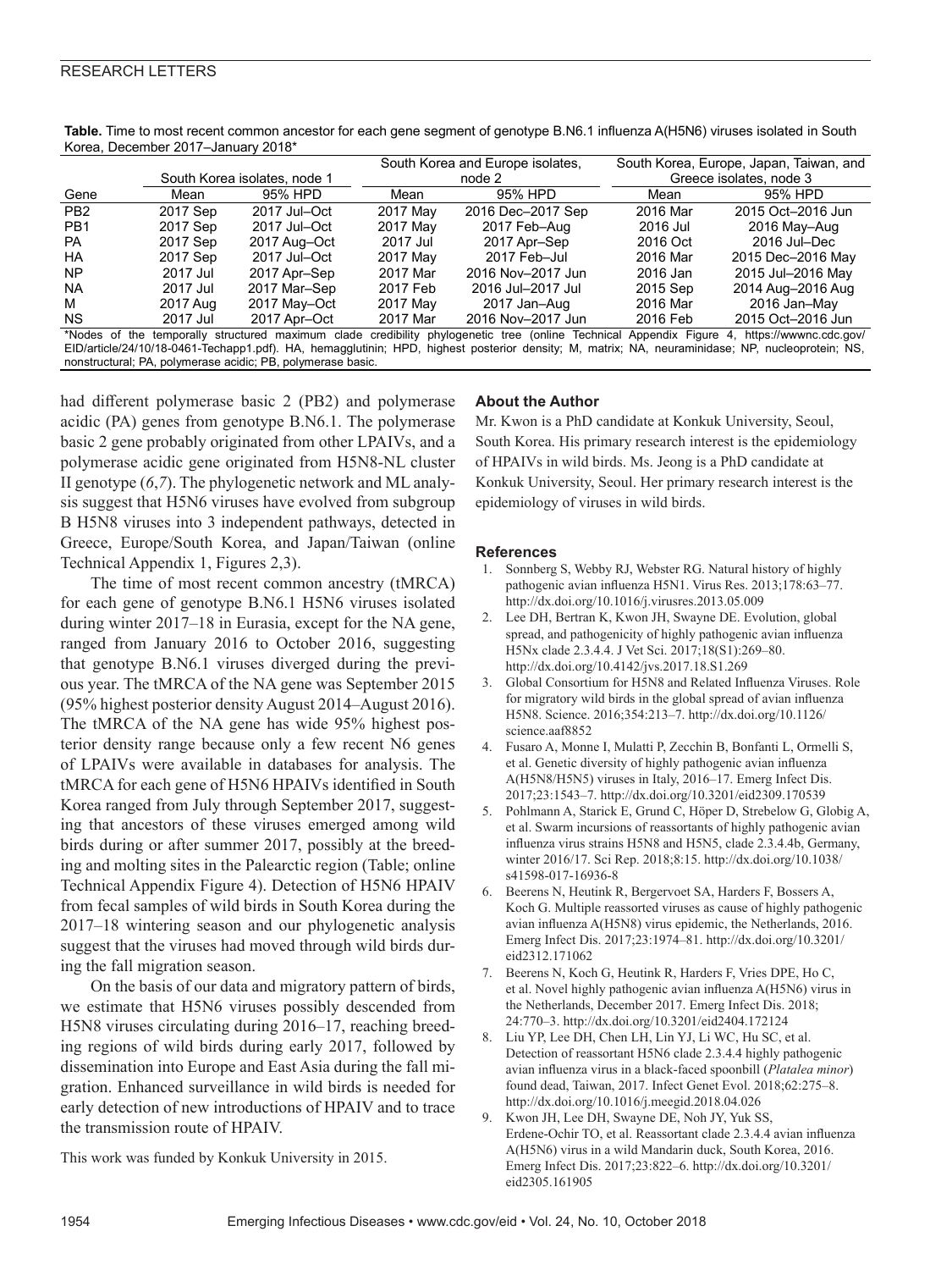**Table.** Time to most recent common ancestor for each gene segment of genotype B.N6.1 influenza A(H5N6) viruses isolated in South Korea, December 2017–January 2018*

| | South Korea isolates, node 1 | | South Korea and Europe isolates, node 2 | | South Korea, Europe, Japan, Taiwan, and Greece isolates, node 3 | |
|---|---|---|---|---|---|---|
| Gene | Mean | 95% HPD | Mean | 95% HPD | Mean | 95% HPD |
| PB2 | 2017 Sep | 2017 Jul–Oct | 2017 May | 2016 Dec–2017 Sep | 2016 Mar | 2015 Oct–2016 Jun |
| PB1 | 2017 Sep | 2017 Jul–Oct | 2017 May | 2017 Feb–Aug | 2016 Jul | 2016 May–Aug |
| PA | 2017 Sep | 2017 Aug–Oct | 2017 Jul | 2017 Apr–Sep | 2016 Oct | 2016 Jul–Dec |
| HA | 2017 Sep | 2017 Jul–Oct | 2017 May | 2017 Feb–Jul | 2016 Mar | 2015 Dec–2016 May |
| NP | 2017 Jul | 2017 Apr–Sep | 2017 Mar | 2016 Nov–2017 Jun | 2016 Jan | 2015 Jul–2016 May |
| NA | 2017 Jul | 2017 Mar–Sep | 2017 Feb | 2016 Jul–2017 Jul | 2015 Sep | 2014 Aug–2016 Aug |
| M | 2017 Aug | 2017 May–Oct | 2017 May | 2017 Jan–Aug | 2016 Mar | 2016 Jan–May |
| NS | 2017 Jul | 2017 Apr–Oct | 2017 Mar | 2016 Nov–2017 Jun | 2016 Feb | 2015 Oct–2016 Jun |

*Nodes of the temporally structured maximum clade credibility phylogenetic tree (online Technical Appendix Figure 4, https://wwwnc.cdc.gov/EID/article/24/10/18-0461-Techapp1.pdf). HA, hemagglutinin; HPD, highest posterior density; M, matrix; NA, neuraminidase; NP, nucleoprotein; NS, nonstructural; PA, polymerase acidic; PB, polymerase basic.

had different polymerase basic 2 (PB2) and polymerase acidic (PA) genes from genotype B.N6.1. The polymerase basic 2 gene probably originated from other LPAIVs, and a polymerase acidic gene originated from H5N8-NL cluster II genotype (*6*,*7*). The phylogenetic network and ML analysis suggest that H5N6 viruses have evolved from subgroup B H5N8 viruses into 3 independent pathways, detected in Greece, Europe/South Korea, and Japan/Taiwan (online Technical Appendix 1, Figures 2,3).

The time of most recent common ancestry (tMRCA) for each gene of genotype B.N6.1 H5N6 viruses isolated during winter 2017–18 in Eurasia, except for the NA gene, ranged from January 2016 to October 2016, suggesting that genotype B.N6.1 viruses diverged during the previous year. The tMRCA of the NA gene was September 2015 (95% highest posterior density August 2014–August 2016). The tMRCA of the NA gene has wide 95% highest posterior density range because only a few recent N6 genes of LPAIVs were available in databases for analysis. The tMRCA for each gene of H5N6 HPAIVs identified in South Korea ranged from July through September 2017, suggesting that ancestors of these viruses emerged among wild birds during or after summer 2017, possibly at the breeding and molting sites in the Palearctic region (Table; online Technical Appendix Figure 4). Detection of H5N6 HPAIV from fecal samples of wild birds in South Korea during the 2017–18 wintering season and our phylogenetic analysis suggest that the viruses had moved through wild birds during the fall migration season.

On the basis of our data and migratory pattern of birds, we estimate that H5N6 viruses possibly descended from H5N8 viruses circulating during 2016–17, reaching breeding regions of wild birds during early 2017, followed by dissemination into Europe and East Asia during the fall migration. Enhanced surveillance in wild birds is needed for early detection of new introductions of HPAIV and to trace the transmission route of HPAIV.

This work was funded by Konkuk University in 2015.

## About the Author

Mr. Kwon is a PhD candidate at Konkuk University, Seoul, South Korea. His primary research interest is the epidemiology of HPAIVs in wild birds. Ms. Jeong is a PhD candidate at Konkuk University, Seoul. Her primary research interest is the epidemiology of viruses in wild birds.

## References

1. Sonnberg S, Webby RJ, Webster RG. Natural history of highly pathogenic avian influenza H5N1. Virus Res. 2013;178:63–77. http://dx.doi.org/10.1016/j.virusres.2013.05.009
2. Lee DH, Bertran K, Kwon JH, Swayne DE. Evolution, global spread, and pathogenicity of highly pathogenic avian influenza H5Nx clade 2.3.4.4. J Vet Sci. 2017;18(S1):269–80. http://dx.doi.org/10.4142/jvs.2017.18.S1.269
3. Global Consortium for H5N8 and Related Influenza Viruses. Role for migratory wild birds in the global spread of avian influenza H5N8. Science. 2016;354:213–7. http://dx.doi.org/10.1126/science.aaf8852
4. Fusaro A, Monne I, Mulatti P, Zecchin B, Bonfanti L, Ormelli S, et al. Genetic diversity of highly pathogenic avian influenza A(H5N8/H5N5) viruses in Italy, 2016–17. Emerg Infect Dis. 2017;23:1543–7. http://dx.doi.org/10.3201/eid2309.170539
5. Pohlmann A, Starick E, Grund C, Höper D, Strebelow G, Globig A, et al. Swarm incursions of reassortants of highly pathogenic avian influenza virus strains H5N8 and H5N5, clade 2.3.4.4b, Germany, winter 2016/17. Sci Rep. 2018;8:15. http://dx.doi.org/10.1038/s41598-017-16936-8
6. Beerens N, Heutink R, Bergervoet SA, Harders F, Bossers A, Koch G. Multiple reassorted viruses as cause of highly pathogenic avian influenza A(H5N8) virus epidemic, the Netherlands, 2016. Emerg Infect Dis. 2017;23:1974–81. http://dx.doi.org/10.3201/eid2312.171062
7. Beerens N, Koch G, Heutink R, Harders F, Vries DPE, Ho C, et al. Novel highly pathogenic avian influenza A(H5N6) virus in the Netherlands, December 2017. Emerg Infect Dis. 2018;24:770–3. http://dx.doi.org/10.3201/eid2404.172124
8. Liu YP, Lee DH, Chen LH, Lin YJ, Li WC, Hu SC, et al. Detection of reassortant H5N6 clade 2.3.4.4 highly pathogenic avian influenza virus in a black-faced spoonbill (*Platalea minor*) found dead, Taiwan, 2017. Infect Genet Evol. 2018;62:275–8. http://dx.doi.org/10.1016/j.meegid.2018.04.026
9. Kwon JH, Lee DH, Swayne DE, Noh JY, Yuk SS, Erdene-Ochir TO, et al. Reassortant clade 2.3.4.4 avian influenza A(H5N6) virus in a wild Mandarin duck, South Korea, 2016. Emerg Infect Dis. 2017;23:822–6. http://dx.doi.org/10.3201/eid2305.161905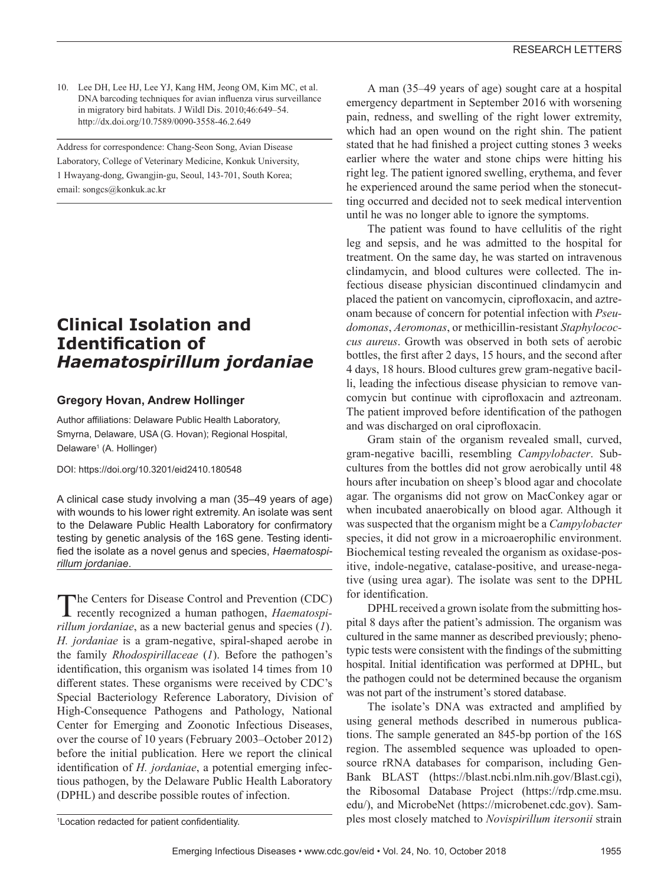10. Lee DH, Lee HJ, Lee YJ, Kang HM, Jeong OM, Kim MC, et al. DNA barcoding techniques for avian influenza virus surveillance in migratory bird habitats. J Wildl Dis. 2010;46:649–54. http://dx.doi.org/10.7589/0090-3558-46.2.649

Address for correspondence: Chang-Seon Song, Avian Disease Laboratory, College of Veterinary Medicine, Konkuk University, 1 Hwayang-dong, Gwangjin-gu, Seoul, 143-701, South Korea; email: songcs@konkuk.ac.kr

# Clinical Isolation and Identification of *Haematospirillum jordaniae*

**Gregory Hovan, Andrew Hollinger**

Author affiliations: Delaware Public Health Laboratory, Smyrna, Delaware, USA (G. Hovan); Regional Hospital, Delaware[1] (A. Hollinger)

DOI: https://doi.org/10.3201/eid2410.180548

A clinical case study involving a man (35–49 years of age) with wounds to his lower right extremity. An isolate was sent to the Delaware Public Health Laboratory for confirmatory testing by genetic analysis of the 16S gene. Testing identified the isolate as a novel genus and species, *Haematospirillum jordaniae*.

The Centers for Disease Control and Prevention (CDC) recently recognized a human pathogen, *Haematospirillum jordaniae*, as a new bacterial genus and species (*1*). *H. jordaniae* is a gram-negative, spiral-shaped aerobe in the family *Rhodospirillaceae* (*1*). Before the pathogen's identification, this organism was isolated 14 times from 10 different states. These organisms were received by CDC's Special Bacteriology Reference Laboratory, Division of High-Consequence Pathogens and Pathology, National Center for Emerging and Zoonotic Infectious Diseases, over the course of 10 years (February 2003–October 2012) before the initial publication. Here we report the clinical identification of *H. jordaniae*, a potential emerging infectious pathogen, by the Delaware Public Health Laboratory (DPHL) and describe possible routes of infection.

[1]Location redacted for patient confidentiality.

A man (35–49 years of age) sought care at a hospital emergency department in September 2016 with worsening pain, redness, and swelling of the right lower extremity, which had an open wound on the right shin. The patient stated that he had finished a project cutting stones 3 weeks earlier where the water and stone chips were hitting his right leg. The patient ignored swelling, erythema, and fever he experienced around the same period when the stonecutting occurred and decided not to seek medical intervention until he was no longer able to ignore the symptoms.

The patient was found to have cellulitis of the right leg and sepsis, and he was admitted to the hospital for treatment. On the same day, he was started on intravenous clindamycin, and blood cultures were collected. The infectious disease physician discontinued clindamycin and placed the patient on vancomycin, ciprofloxacin, and aztreonam because of concern for potential infection with *Pseudomonas*, *Aeromonas*, or methicillin-resistant *Staphylococcus aureus*. Growth was observed in both sets of aerobic bottles, the first after 2 days, 15 hours, and the second after 4 days, 18 hours. Blood cultures grew gram-negative bacilli, leading the infectious disease physician to remove vancomycin but continue with ciprofloxacin and aztreonam. The patient improved before identification of the pathogen and was discharged on oral ciprofloxacin.

Gram stain of the organism revealed small, curved, gram-negative bacilli, resembling *Campylobacter*. Subcultures from the bottles did not grow aerobically until 48 hours after incubation on sheep's blood agar and chocolate agar. The organisms did not grow on MacConkey agar or when incubated anaerobically on blood agar. Although it was suspected that the organism might be a *Campylobacter* species, it did not grow in a microaerophilic environment. Biochemical testing revealed the organism as oxidase-positive, indole-negative, catalase-positive, and urease-negative (using urea agar). The isolate was sent to the DPHL for identification.

DPHL received a grown isolate from the submitting hospital 8 days after the patient's admission. The organism was cultured in the same manner as described previously; phenotypic tests were consistent with the findings of the submitting hospital. Initial identification was performed at DPHL, but the pathogen could not be determined because the organism was not part of the instrument's stored database.

The isolate's DNA was extracted and amplified by using general methods described in numerous publications. The sample generated an 845-bp portion of the 16S region. The assembled sequence was uploaded to open-source rRNA databases for comparison, including GenBank BLAST (https://blast.ncbi.nlm.nih.gov/Blast.cgi), the Ribosomal Database Project (https://rdp.cme.msu.edu/), and MicrobeNet (https://microbenet.cdc.gov). Samples most closely matched to *Novispirillum itersonii* strain